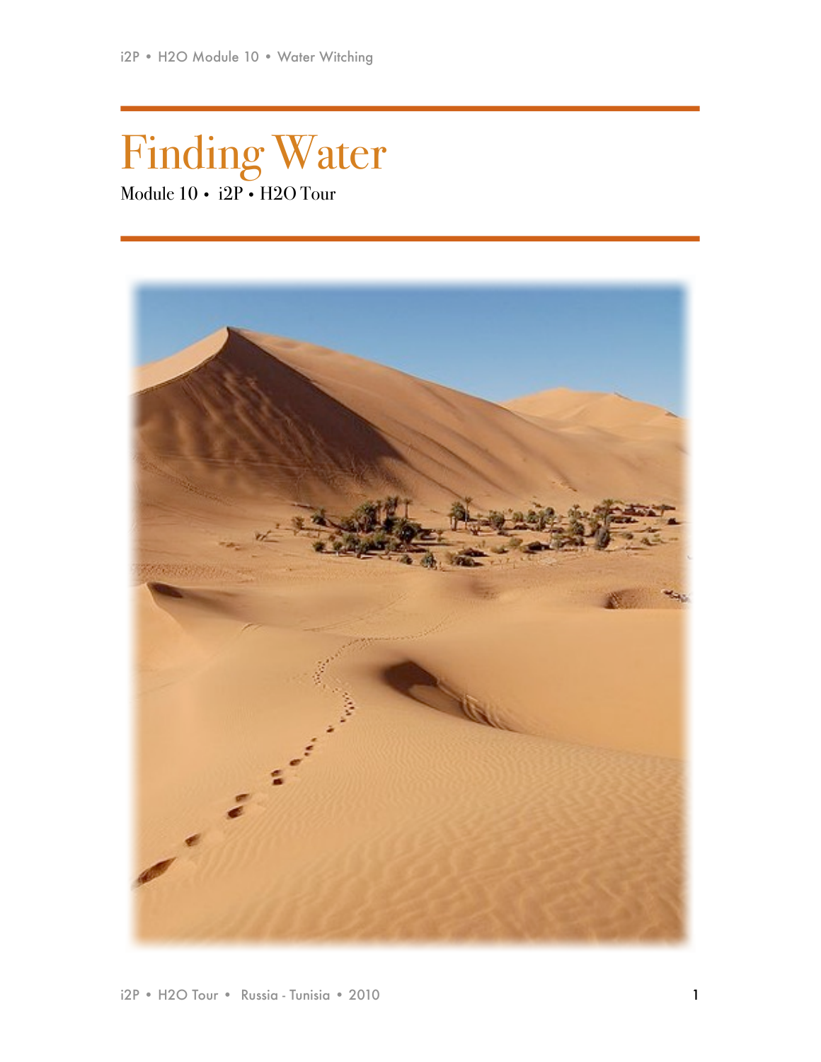# Finding Water

Module 10 • i2P • H2O Tour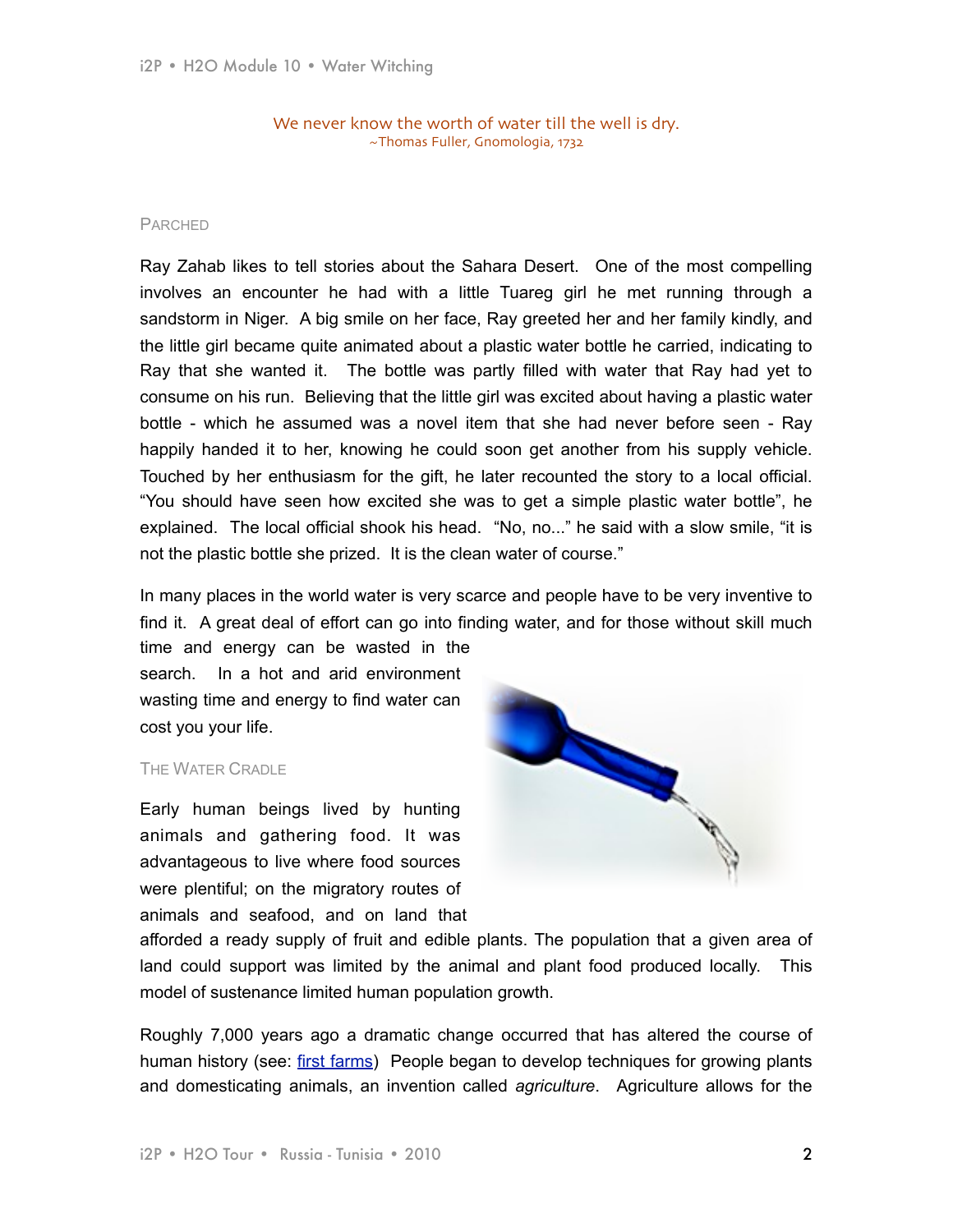We never know the worth of water till the well is dry.
~Thomas Fuller, Gnomologia, 1732

## Parched

Ray Zahab likes to tell stories about the Sahara Desert. One of the most compelling involves an encounter he had with a little Tuareg girl he met running through a sandstorm in Niger. A big smile on her face, Ray greeted her and her family kindly, and the little girl became quite animated about a plastic water bottle he carried, indicating to Ray that she wanted it. The bottle was partly filled with water that Ray had yet to consume on his run. Believing that the little girl was excited about having a plastic water bottle - which he assumed was a novel item that she had never before seen - Ray happily handed it to her, knowing he could soon get another from his supply vehicle. Touched by her enthusiasm for the gift, he later recounted the story to a local official. "You should have seen how excited she was to get a simple plastic water bottle", he explained. The local official shook his head. "No, no..." he said with a slow smile, "it is not the plastic bottle she prized. It is the clean water of course."

In many places in the world water is very scarce and people have to be very inventive to find it. A great deal of effort can go into finding water, and for those without skill much time and energy can be wasted in the search. In a hot and arid environment wasting time and energy to find water can cost you your life.

## The Water Cradle

Early human beings lived by hunting animals and gathering food. It was advantageous to live where food sources were plentiful; on the migratory routes of animals and seafood, and on land that afforded a ready supply of fruit and edible plants. The population that a given area of land could support was limited by the animal and plant food produced locally. This model of sustenance limited human population growth.

Roughly 7,000 years ago a dramatic change occurred that has altered the course of human history (see: first farms) People began to develop techniques for growing plants and domesticating animals, an invention called *agriculture*. Agriculture allows for the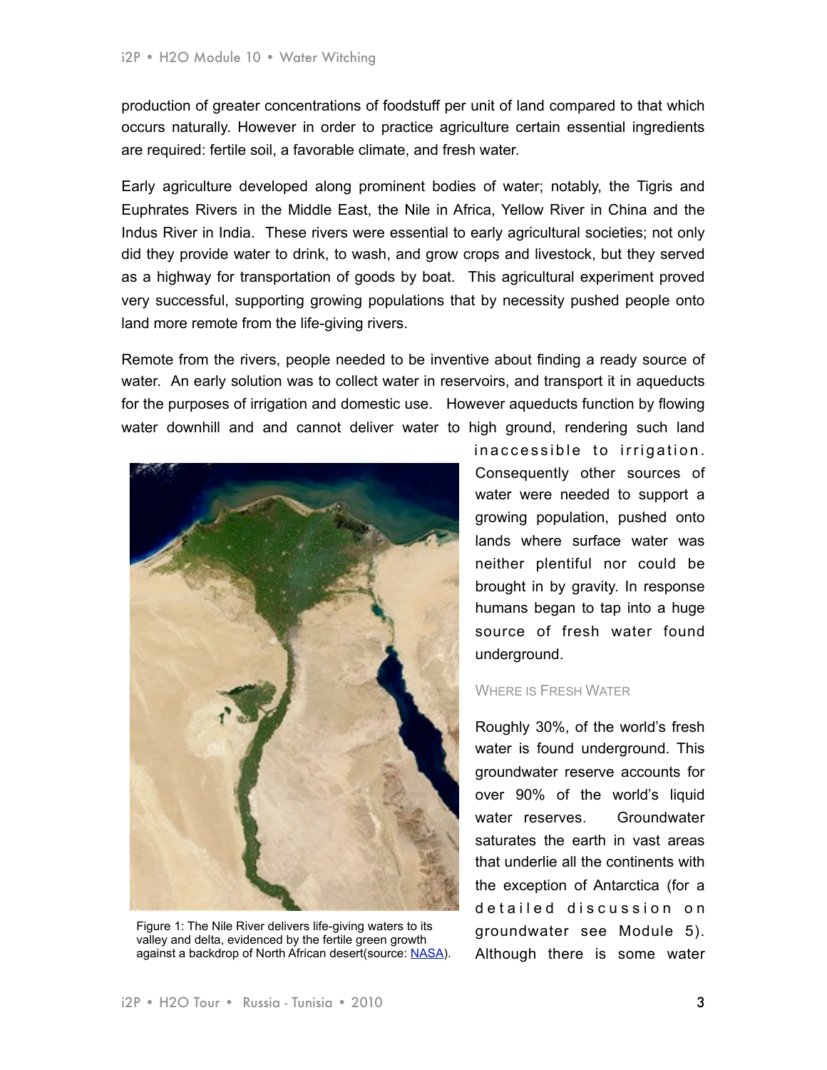production of greater concentrations of foodstuff per unit of land compared to that which occurs naturally. However in order to practice agriculture certain essential ingredients are required: fertile soil, a favorable climate, and fresh water.

Early agriculture developed along prominent bodies of water; notably, the Tigris and Euphrates Rivers in the Middle East, the Nile in Africa, Yellow River in China and the Indus River in India. These rivers were essential to early agricultural societies; not only did they provide water to drink, to wash, and grow crops and livestock, but they served as a highway for transportation of goods by boat. This agricultural experiment proved very successful, supporting growing populations that by necessity pushed people onto land more remote from the life-giving rivers.

Remote from the rivers, people needed to be inventive about finding a ready source of water. An early solution was to collect water in reservoirs, and transport it in aqueducts for the purposes of irrigation and domestic use. However aqueducts function by flowing water downhill and and cannot deliver water to high ground, rendering such land inaccessible to irrigation. Consequently other sources of water were needed to support a growing population, pushed onto lands where surface water was neither plentiful nor could be brought in by gravity. In response humans began to tap into a huge source of fresh water found underground.

Figure 1: The Nile River delivers life-giving waters to its valley and delta, evidenced by the fertile green growth against a backdrop of North African desert(source: NASA).

### Where is Fresh Water

Roughly 30%, of the world's fresh water is found underground. This groundwater reserve accounts for over 90% of the world's liquid water reserves. Groundwater saturates the earth in vast areas that underlie all the continents with the exception of Antarctica (for a detailed discussion on groundwater see Module 5). Although there is some water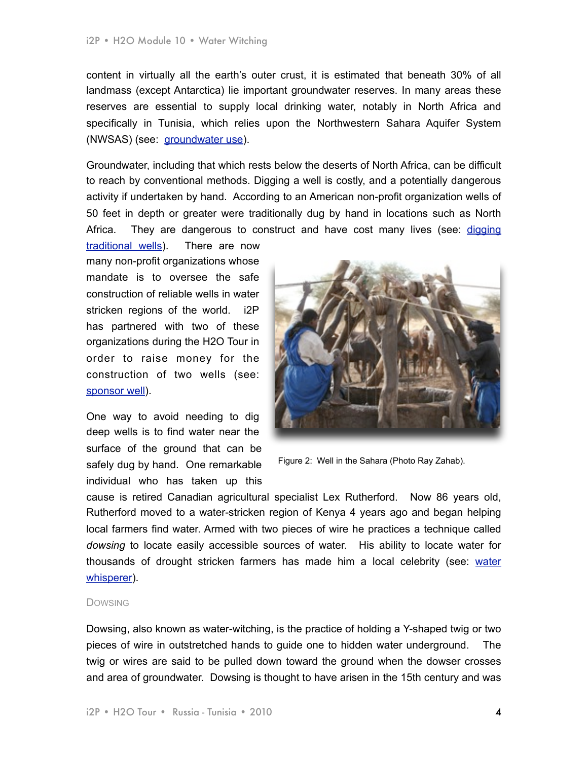content in virtually all the earth's outer crust, it is estimated that beneath 30% of all landmass (except Antarctica) lie important groundwater reserves. In many areas these reserves are essential to supply local drinking water, notably in North Africa and specifically in Tunisia, which relies upon the Northwestern Sahara Aquifer System (NWSAS) (see: groundwater use).

Groundwater, including that which rests below the deserts of North Africa, can be difficult to reach by conventional methods. Digging a well is costly, and a potentially dangerous activity if undertaken by hand. According to an American non-profit organization wells of 50 feet in depth or greater were traditionally dug by hand in locations such as North Africa. They are dangerous to construct and have cost many lives (see: digging traditional wells). There are now many non-profit organizations whose mandate is to oversee the safe construction of reliable wells in water stricken regions of the world. i2P has partnered with two of these organizations during the H2O Tour in order to raise money for the construction of two wells (see: sponsor well).

Figure 2: Well in the Sahara (Photo Ray Zahab).

One way to avoid needing to dig deep wells is to find water near the surface of the ground that can be safely dug by hand. One remarkable individual who has taken up this cause is retired Canadian agricultural specialist Lex Rutherford. Now 86 years old, Rutherford moved to a water-stricken region of Kenya 4 years ago and began helping local farmers find water. Armed with two pieces of wire he practices a technique called *dowsing* to locate easily accessible sources of water. His ability to locate water for thousands of drought stricken farmers has made him a local celebrity (see: water whisperer).

### Dowsing

Dowsing, also known as water-witching, is the practice of holding a Y-shaped twig or two pieces of wire in outstretched hands to guide one to hidden water underground. The twig or wires are said to be pulled down toward the ground when the dowser crosses and area of groundwater. Dowsing is thought to have arisen in the 15th century and was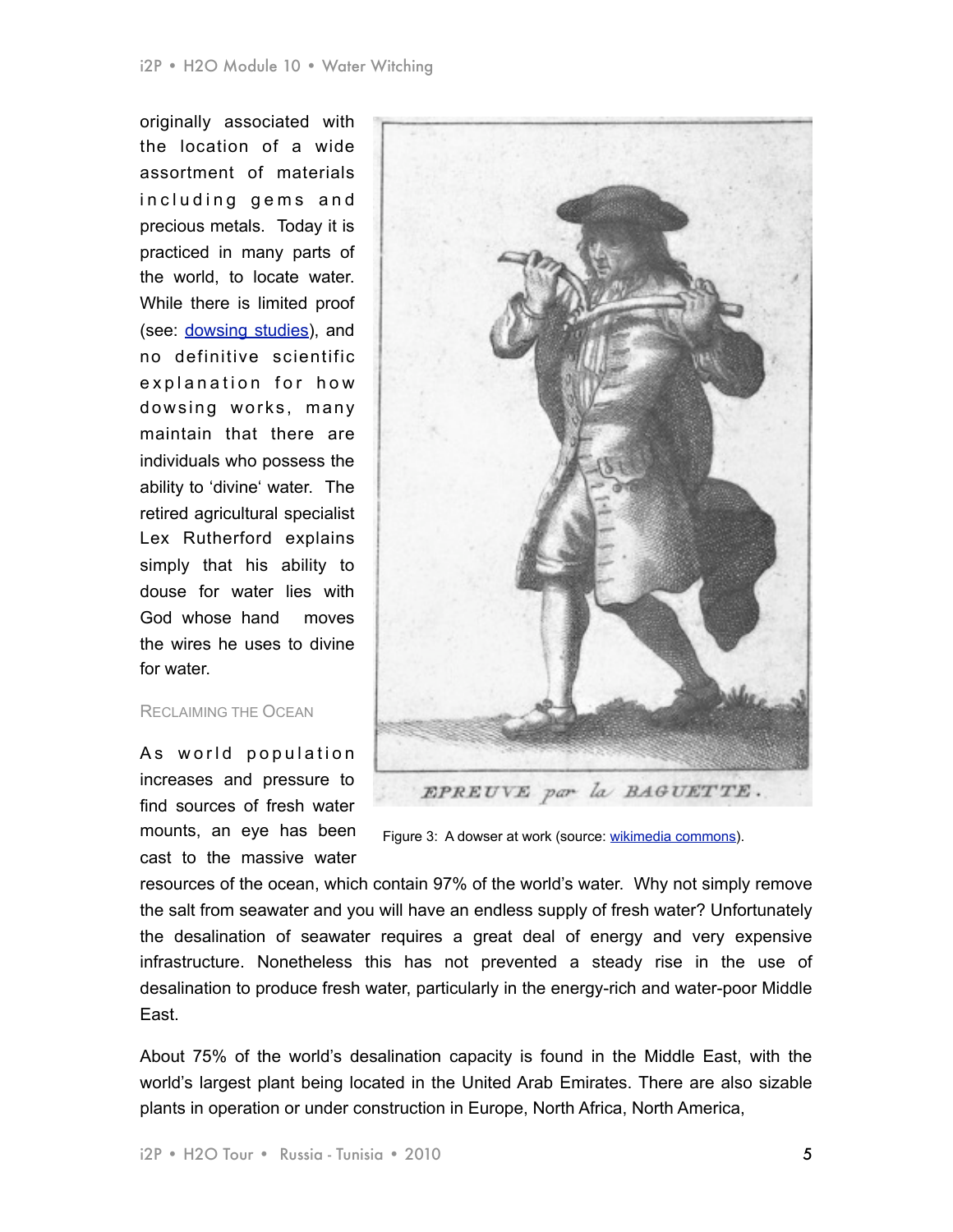originally associated with the location of a wide assortment of materials including gems and precious metals. Today it is practiced in many parts of the world, to locate water. While there is limited proof (see: [dowsing studies]), and no definitive scientific explanation for how dowsing works, many maintain that there are individuals who possess the ability to 'divine' water. The retired agricultural specialist Lex Rutherford explains simply that his ability to douse for water lies with God whose hand moves the wires he uses to divine for water.

Figure 3: A dowser at work (source: wikimedia commons).

### Reclaiming the Ocean

As world population increases and pressure to find sources of fresh water mounts, an eye has been cast to the massive water resources of the ocean, which contain 97% of the world's water. Why not simply remove the salt from seawater and you will have an endless supply of fresh water? Unfortunately the desalination of seawater requires a great deal of energy and very expensive infrastructure. Nonetheless this has not prevented a steady rise in the use of desalination to produce fresh water, particularly in the energy-rich and water-poor Middle East.

About 75% of the world's desalination capacity is found in the Middle East, with the world's largest plant being located in the United Arab Emirates. There are also sizable plants in operation or under construction in Europe, North Africa, North America,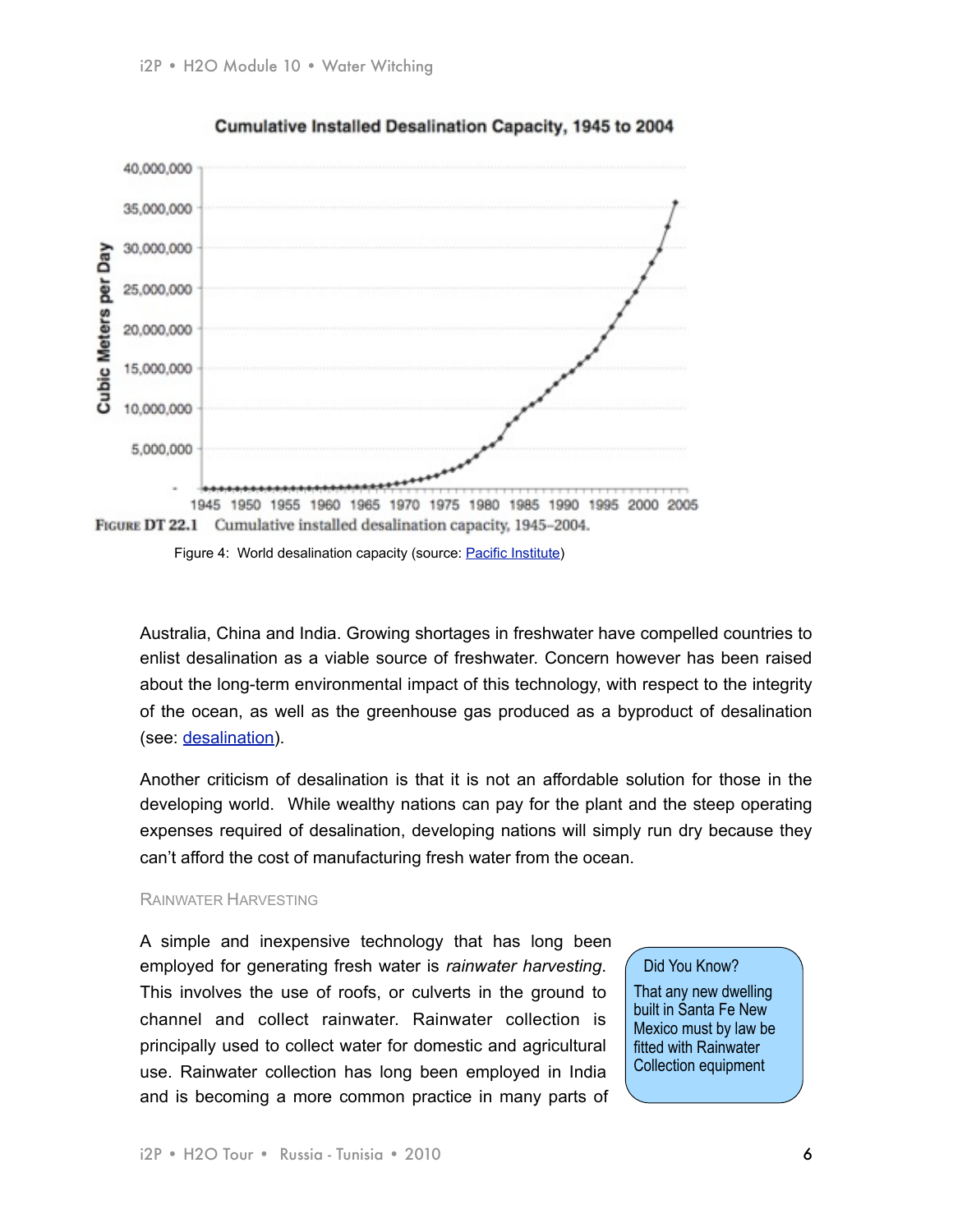**Cumulative Installed Desalination Capacity, 1945 to 2004**

FIGURE DT 22.1 Cumulative installed desalination capacity, 1945–2004.

Figure 4: World desalination capacity (source: [Pacific Institute](#))

Australia, China and India. Growing shortages in freshwater have compelled countries to enlist desalination as a viable source of freshwater. Concern however has been raised about the long-term environmental impact of this technology, with respect to the integrity of the ocean, as well as the greenhouse gas produced as a byproduct of desalination (see: [desalination](#)).

Another criticism of desalination is that it is not an affordable solution for those in the developing world. While wealthy nations can pay for the plant and the steep operating expenses required of desalination, developing nations will simply run dry because they can't afford the cost of manufacturing fresh water from the ocean.

### RAINWATER HARVESTING

A simple and inexpensive technology that has long been employed for generating fresh water is *rainwater harvesting*. This involves the use of roofs, or culverts in the ground to channel and collect rainwater. Rainwater collection is principally used to collect water for domestic and agricultural use. Rainwater collection has long been employed in India and is becoming a more common practice in many parts of

> **Did You Know?**
>
> That any new dwelling built in Santa Fe New Mexico must by law be fitted with Rainwater Collection equipment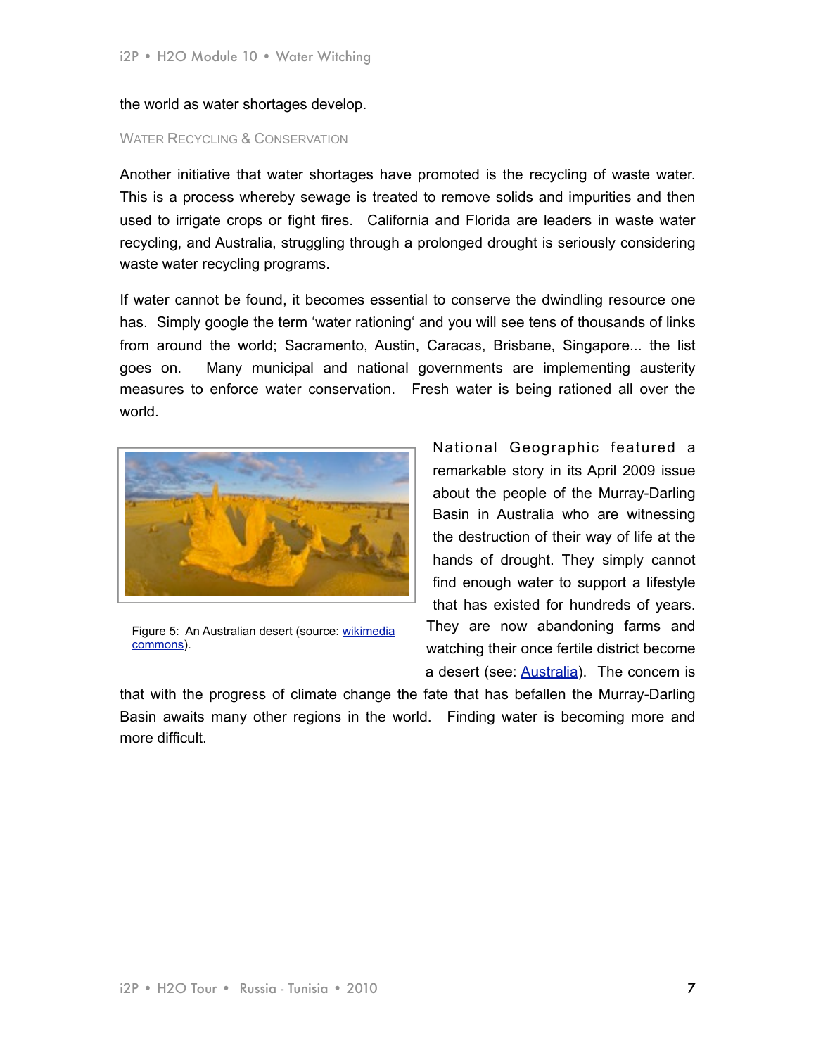the world as water shortages develop.

### Water Recycling & Conservation

Another initiative that water shortages have promoted is the recycling of waste water. This is a process whereby sewage is treated to remove solids and impurities and then used to irrigate crops or fight fires. California and Florida are leaders in waste water recycling, and Australia, struggling through a prolonged drought is seriously considering waste water recycling programs.

If water cannot be found, it becomes essential to conserve the dwindling resource one has. Simply google the term 'water rationing' and you will see tens of thousands of links from around the world; Sacramento, Austin, Caracas, Brisbane, Singapore... the list goes on. Many municipal and national governments are implementing austerity measures to enforce water conservation. Fresh water is being rationed all over the world.

Figure 5: An Australian desert (source: wikimedia commons).

National Geographic featured a remarkable story in its April 2009 issue about the people of the Murray-Darling Basin in Australia who are witnessing the destruction of their way of life at the hands of drought. They simply cannot find enough water to support a lifestyle that has existed for hundreds of years. They are now abandoning farms and watching their once fertile district become a desert (see: Australia). The concern is that with the progress of climate change the fate that has befallen the Murray-Darling Basin awaits many other regions in the world. Finding water is becoming more and more difficult.